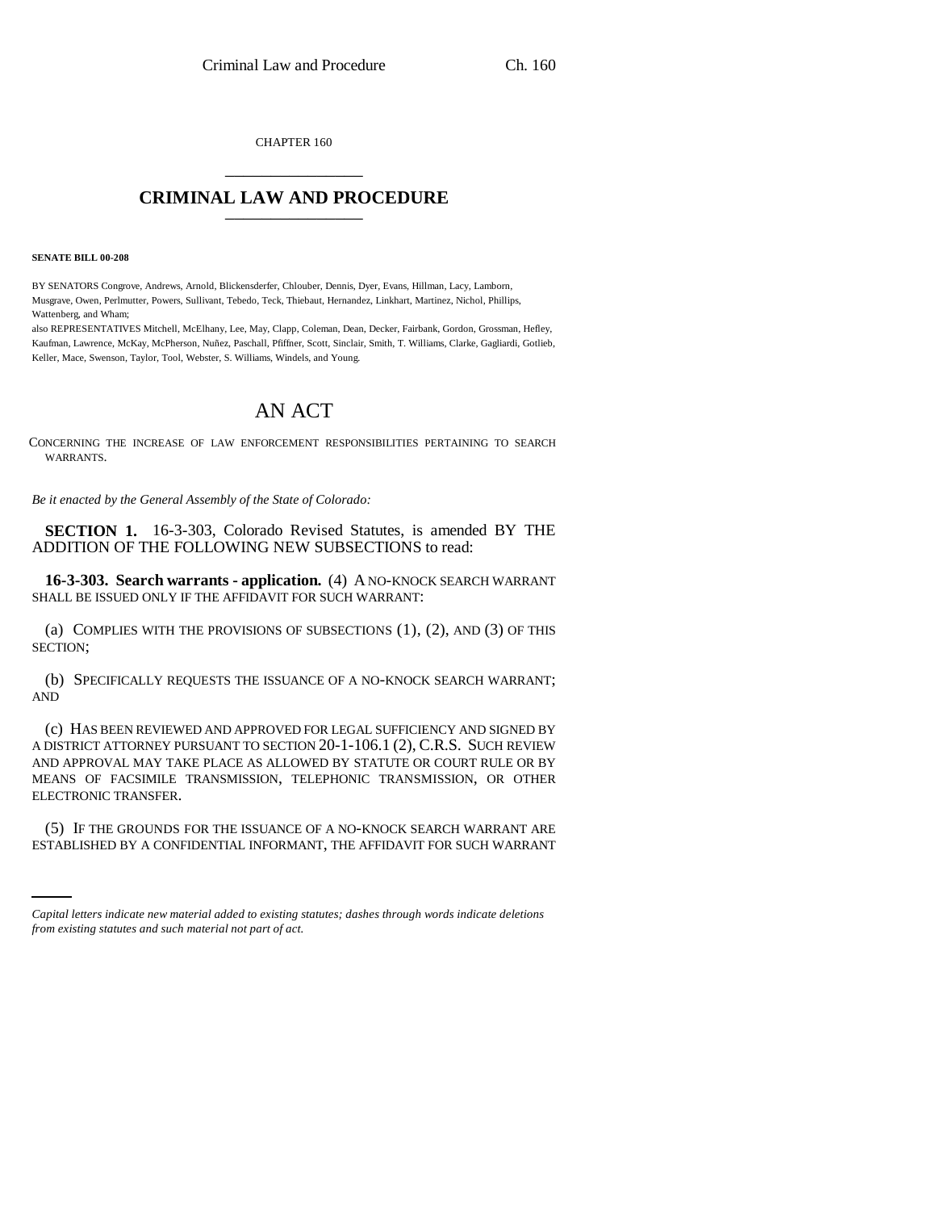CHAPTER 160

# CRIMINAL LAW AND PROCEDURE

**SENATE BILL 00-208**

BY SENATORS Congrove, Andrews, Arnold, Blickensderfer, Chlouber, Dennis, Dyer, Evans, Hillman, Lacy, Lamborn, Musgrave, Owen, Perlmutter, Powers, Sullivant, Tebedo, Teck, Thiebaut, Hernandez, Linkhart, Martinez, Nichol, Phillips, Wattenberg, and Wham;

also REPRESENTATIVES Mitchell, McElhany, Lee, May, Clapp, Coleman, Dean, Decker, Fairbank, Gordon, Grossman, Hefley, Kaufman, Lawrence, McKay, McPherson, Nuñez, Paschall, Pfiffner, Scott, Sinclair, Smith, T. Williams, Clarke, Gagliardi, Gotlieb, Keller, Mace, Swenson, Taylor, Tool, Webster, S. Williams, Windels, and Young.

# AN ACT

CONCERNING THE INCREASE OF LAW ENFORCEMENT RESPONSIBILITIES PERTAINING TO SEARCH WARRANTS.

*Be it enacted by the General Assembly of the State of Colorado:*

**SECTION 1.** 16-3-303, Colorado Revised Statutes, is amended BY THE ADDITION OF THE FOLLOWING NEW SUBSECTIONS to read:

**16-3-303. Search warrants - application.** (4) A NO-KNOCK SEARCH WARRANT SHALL BE ISSUED ONLY IF THE AFFIDAVIT FOR SUCH WARRANT:

(a) COMPLIES WITH THE PROVISIONS OF SUBSECTIONS (1), (2), AND (3) OF THIS SECTION;

(b) SPECIFICALLY REQUESTS THE ISSUANCE OF A NO-KNOCK SEARCH WARRANT; AND

(c) HAS BEEN REVIEWED AND APPROVED FOR LEGAL SUFFICIENCY AND SIGNED BY A DISTRICT ATTORNEY PURSUANT TO SECTION 20-1-106.1 (2), C.R.S. SUCH REVIEW AND APPROVAL MAY TAKE PLACE AS ALLOWED BY STATUTE OR COURT RULE OR BY MEANS OF FACSIMILE TRANSMISSION, TELEPHONIC TRANSMISSION, OR OTHER ELECTRONIC TRANSFER.

(5) IF THE GROUNDS FOR THE ISSUANCE OF A NO-KNOCK SEARCH WARRANT ARE ESTABLISHED BY A CONFIDENTIAL INFORMANT, THE AFFIDAVIT FOR SUCH WARRANT

*Capital letters indicate new material added to existing statutes; dashes through words indicate deletions from existing statutes and such material not part of act.*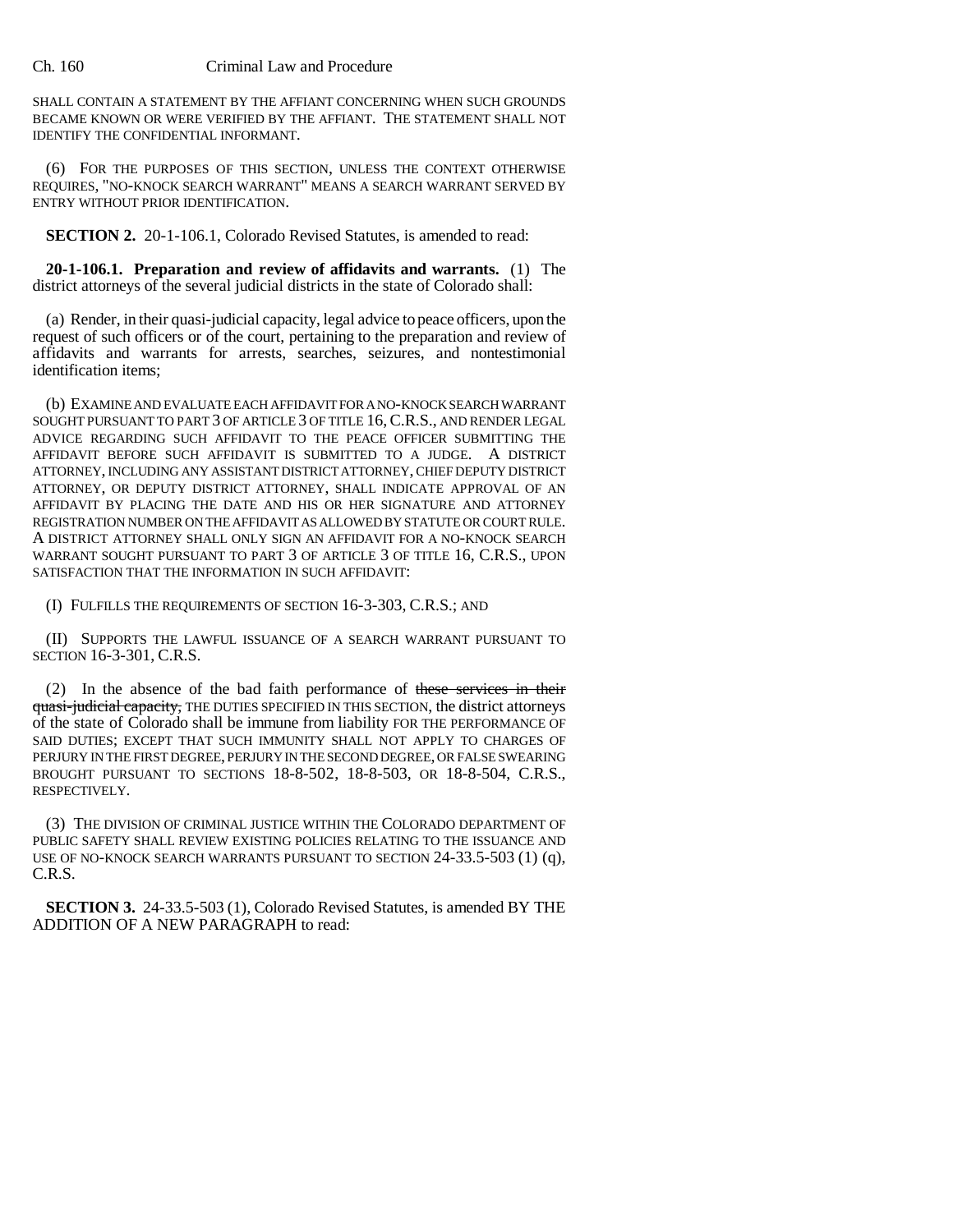SHALL CONTAIN A STATEMENT BY THE AFFIANT CONCERNING WHEN SUCH GROUNDS BECAME KNOWN OR WERE VERIFIED BY THE AFFIANT. THE STATEMENT SHALL NOT IDENTIFY THE CONFIDENTIAL INFORMANT.

(6) FOR THE PURPOSES OF THIS SECTION, UNLESS THE CONTEXT OTHERWISE REQUIRES, "NO-KNOCK SEARCH WARRANT" MEANS A SEARCH WARRANT SERVED BY ENTRY WITHOUT PRIOR IDENTIFICATION.

**SECTION 2.** 20-1-106.1, Colorado Revised Statutes, is amended to read:

**20-1-106.1. Preparation and review of affidavits and warrants.** (1) The district attorneys of the several judicial districts in the state of Colorado shall:

(a) Render, in their quasi-judicial capacity, legal advice to peace officers, upon the request of such officers or of the court, pertaining to the preparation and review of affidavits and warrants for arrests, searches, seizures, and nontestimonial identification items;

(b) EXAMINE AND EVALUATE EACH AFFIDAVIT FOR A NO-KNOCK SEARCH WARRANT SOUGHT PURSUANT TO PART 3 OF ARTICLE 3 OF TITLE 16, C.R.S., AND RENDER LEGAL ADVICE REGARDING SUCH AFFIDAVIT TO THE PEACE OFFICER SUBMITTING THE AFFIDAVIT BEFORE SUCH AFFIDAVIT IS SUBMITTED TO A JUDGE. A DISTRICT ATTORNEY, INCLUDING ANY ASSISTANT DISTRICT ATTORNEY, CHIEF DEPUTY DISTRICT ATTORNEY, OR DEPUTY DISTRICT ATTORNEY, SHALL INDICATE APPROVAL OF AN AFFIDAVIT BY PLACING THE DATE AND HIS OR HER SIGNATURE AND ATTORNEY REGISTRATION NUMBER ON THE AFFIDAVIT AS ALLOWED BY STATUTE OR COURT RULE. A DISTRICT ATTORNEY SHALL ONLY SIGN AN AFFIDAVIT FOR A NO-KNOCK SEARCH WARRANT SOUGHT PURSUANT TO PART 3 OF ARTICLE 3 OF TITLE 16, C.R.S., UPON SATISFACTION THAT THE INFORMATION IN SUCH AFFIDAVIT:

(I) FULFILLS THE REQUIREMENTS OF SECTION 16-3-303, C.R.S.; AND

(II) SUPPORTS THE LAWFUL ISSUANCE OF A SEARCH WARRANT PURSUANT TO SECTION 16-3-301, C.R.S.

(2) In the absence of the bad faith performance of ~~these services in their quasi-judicial capacity,~~ THE DUTIES SPECIFIED IN THIS SECTION, the district attorneys of the state of Colorado shall be immune from liability FOR THE PERFORMANCE OF SAID DUTIES; EXCEPT THAT SUCH IMMUNITY SHALL NOT APPLY TO CHARGES OF PERJURY IN THE FIRST DEGREE, PERJURY IN THE SECOND DEGREE, OR FALSE SWEARING BROUGHT PURSUANT TO SECTIONS 18-8-502, 18-8-503, OR 18-8-504, C.R.S., RESPECTIVELY.

(3) THE DIVISION OF CRIMINAL JUSTICE WITHIN THE COLORADO DEPARTMENT OF PUBLIC SAFETY SHALL REVIEW EXISTING POLICIES RELATING TO THE ISSUANCE AND USE OF NO-KNOCK SEARCH WARRANTS PURSUANT TO SECTION 24-33.5-503 (1) (q), C.R.S.

**SECTION 3.** 24-33.5-503 (1), Colorado Revised Statutes, is amended BY THE ADDITION OF A NEW PARAGRAPH to read: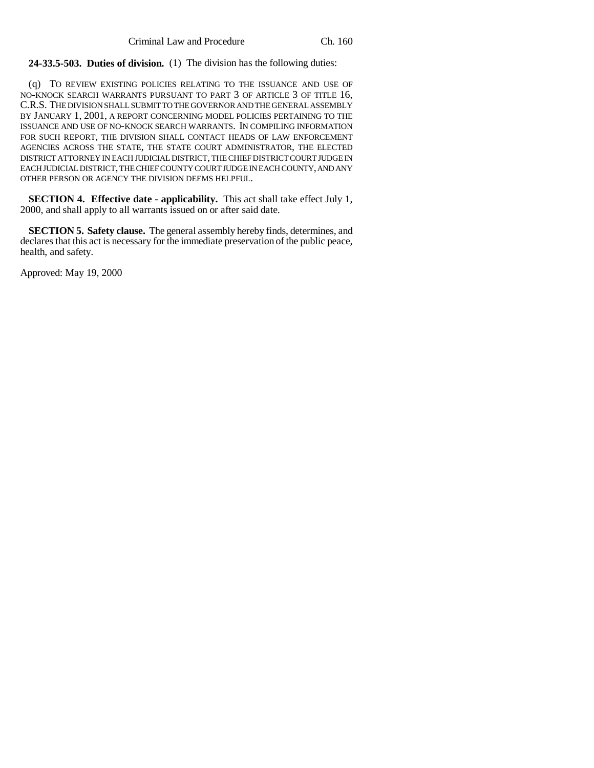**24-33.5-503. Duties of division.** (1) The division has the following duties:

(q) TO REVIEW EXISTING POLICIES RELATING TO THE ISSUANCE AND USE OF NO-KNOCK SEARCH WARRANTS PURSUANT TO PART 3 OF ARTICLE 3 OF TITLE 16, C.R.S. THE DIVISION SHALL SUBMIT TO THE GOVERNOR AND THE GENERAL ASSEMBLY BY JANUARY 1, 2001, A REPORT CONCERNING MODEL POLICIES PERTAINING TO THE ISSUANCE AND USE OF NO-KNOCK SEARCH WARRANTS. IN COMPILING INFORMATION FOR SUCH REPORT, THE DIVISION SHALL CONTACT HEADS OF LAW ENFORCEMENT AGENCIES ACROSS THE STATE, THE STATE COURT ADMINISTRATOR, THE ELECTED DISTRICT ATTORNEY IN EACH JUDICIAL DISTRICT, THE CHIEF DISTRICT COURT JUDGE IN EACH JUDICIAL DISTRICT, THE CHIEF COUNTY COURT JUDGE IN EACH COUNTY, AND ANY OTHER PERSON OR AGENCY THE DIVISION DEEMS HELPFUL.

**SECTION 4. Effective date - applicability.** This act shall take effect July 1, 2000, and shall apply to all warrants issued on or after said date.

**SECTION 5. Safety clause.** The general assembly hereby finds, determines, and declares that this act is necessary for the immediate preservation of the public peace, health, and safety.

Approved: May 19, 2000